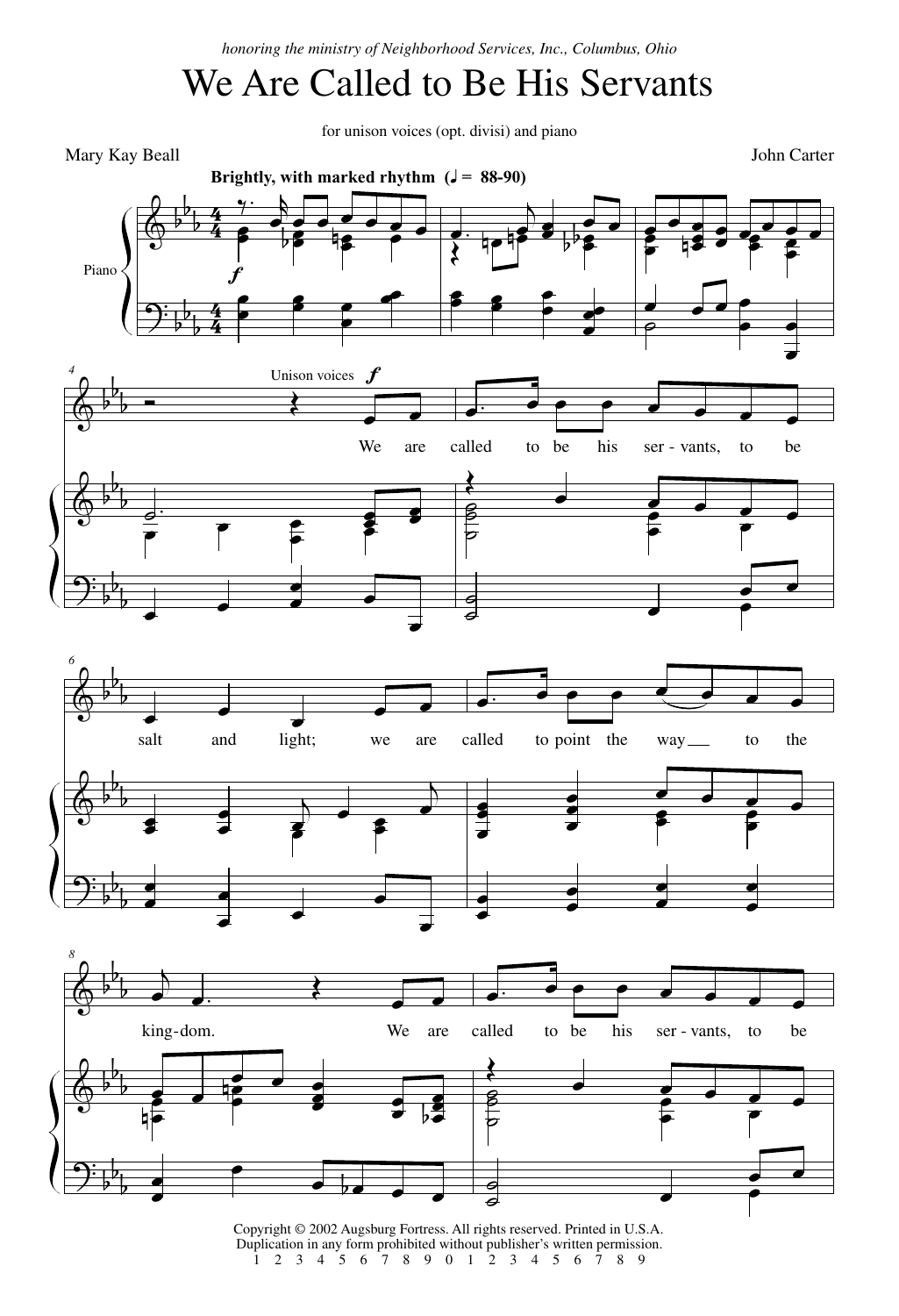*honoring the ministry of Neighborhood Services, Inc., Columbus, Ohio*

# We Are Called to Be His Servants

for unison voices (opt. divisi) and piano

Mary Kay Beall

John Carter

**Brightly, with marked rhythm** (♩ = 88-90)

Piano

Unison voices *f*

We are called to be his ser - vants, to be salt and light; we are called to point the way to the king - dom. We are called to be his ser - vants, to be

Copyright © 2002 Augsburg Fortress. All rights reserved. Printed in U.S.A.
Duplication in any form prohibited without publisher's written permission.
1 2 3 4 5 6 7 8 9 0 1 2 3 4 5 6 7 8 9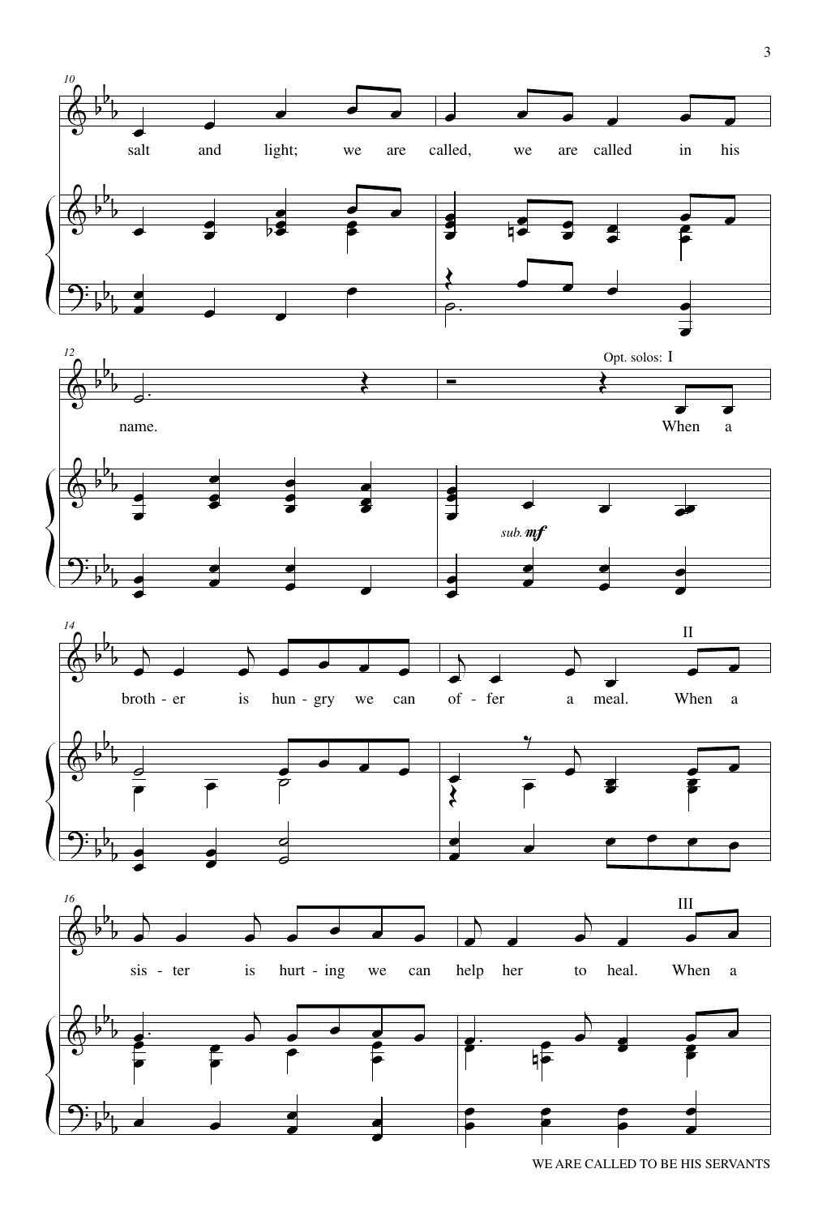10

salt and light; we are called, we are called in his

12

name.

Opt. solos: I

When a

*sub.* ***mf***

14

broth - er is hun - gry we can of - fer a meal.

II

When a

16

sis - ter is hurt - ing we can help her to heal.

III

When a